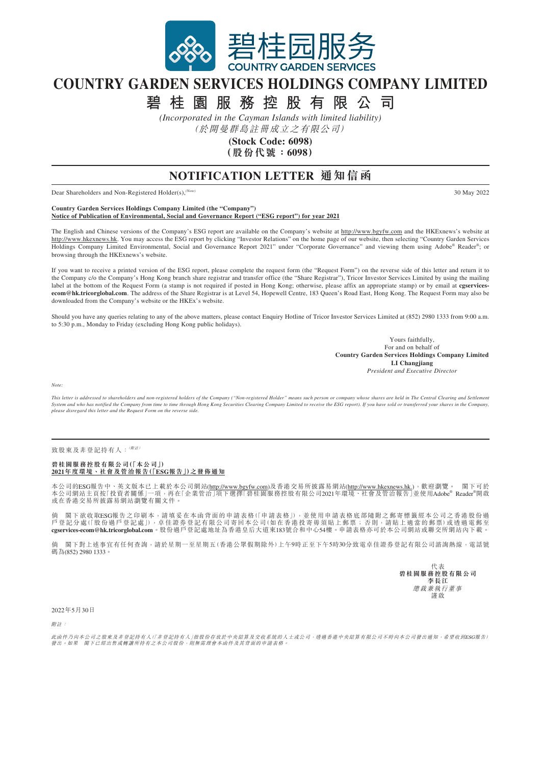碧桂园服务

COUNTRY GARDEN SERVICES

# COUNTRY GARDEN SERVICES HOLDINGS COMPANY LIMITED

# 碧桂園服務控股有限公司

*(Incorporated in the Cayman Islands with limited liability)*

*(於開曼群島註冊成立之有限公司)*

**(Stock Code: 6098)**

**(股份代號：6098)**

## NOTIFICATION LETTER 通知信函

Dear Shareholders and Non-Registered Holder(s),[(Note)]

30 May 2022

**Country Garden Services Holdings Company Limited (the "Company")**

**Notice of Publication of Environmental, Social and Governance Report ("ESG report") for year 2021**

The English and Chinese versions of the Company's ESG report are available on the Company's website at http://www.bgyfw.com and the HKExnews's website at http://www.hkexnews.hk. You may access the ESG report by clicking "Investor Relations" on the home page of our website, then selecting "Country Garden Services Holdings Company Limited Environmental, Social and Governance Report 2021" under "Corporate Governance" and viewing them using Adobe® Reader®; or browsing through the HKExnews's website.

If you want to receive a printed version of the ESG report, please complete the request form (the "Request Form") on the reverse side of this letter and return it to the Company c/o the Company's Hong Kong branch share registrar and transfer office (the "Share Registrar"), Tricor Investor Services Limited by using the mailing label at the bottom of the Request Form (a stamp is not required if posted in Hong Kong; otherwise, please affix an appropriate stamp) or by email at **cgservices-ecom@hk.tricorglobal.com**. The address of the Share Registrar is at Level 54, Hopewell Centre, 183 Queen's Road East, Hong Kong. The Request Form may also be downloaded from the Company's website or the HKEx's website.

Should you have any queries relating to any of the above matters, please contact Enquiry Hotline of Tricor Investor Services Limited at (852) 2980 1333 from 9:00 a.m. to 5:30 p.m., Monday to Friday (excluding Hong Kong public holidays).

Yours faithfully,
For and on behalf of
**Country Garden Services Holdings Company Limited**
**LI Changjiang**
*President and Executive Director*

*Note:*

*This letter is addressed to shareholders and non-registered holders of the Company ("Non-registered Holder" means such person or company whose shares are held in The Central Clearing and Settlement System and who has notified the Company from time to time through Hong Kong Securities Clearing Company Limited to receive the ESG report). If you have sold or transferred your shares in the Company, please disregard this letter and the Request Form on the reverse side.*

---

致股東及非登記持有人：[(附註)]

**碧桂園服務控股有限公司(「本公司」)**

**2021年度環境、社會及管治報告(「ESG報告」)之發佈通知**

本公司的ESG報告中、英文版本已上載於本公司網站(http://www.bgyfw.com)及香港交易所披露易網站(http://www.hkexnews.hk.)，歡迎瀏覽。 閣下可於本公司網站主頁按「投資者關係」一項，再在「企業管治」項下選擇「碧桂園服務控股有限公司2021年環境、社會及管治報告」並使用Adobe® Reader®開啟或在香港交易所披露易網站瀏覽有關文件。

倘 閣下欲收取ESG報告之印刷本，請填妥在本函背面的申請表格(「申請表格」)，並使用申請表格底部隨附之郵寄標籤經本公司之香港股份過戶登記分處(「股份過戶登記處」)，卓佳證券登記有限公司寄回本公司(如在香港投寄毋須貼上郵票；否則，請貼上適當的郵票)或透過電郵至**cgservices-ecom@hk.tricorglobal.com**。股份過戶登記處地址為香港皇后大道東183號合和中心54樓。申請表格亦可於本公司網站或聯交所網站內下載。

倘 閣下對上述事宜有任何查詢，請於星期一至星期五(香港公眾假期除外)上午9時正至下午5時30分致電卓佳證券登記有限公司諮詢熱線，電話號碼為(852) 2980 1333。

代表
**碧桂園服務控股有限公司**
**李長江**
*總裁兼執行董事*
謹啟

2022年5月30日

*附註：*

*此函件乃向本公司之股東及非登記持有人(「非登記持有人」指股份存放於中央結算及交收系統的人士或公司，透過香港中央結算有限公司不時向本公司發出通知，希望收到ESG報告)發出。如果 閣下已經出售或轉讓所持有之本公司股份，則無需理會本函件及其背面的申請表格。*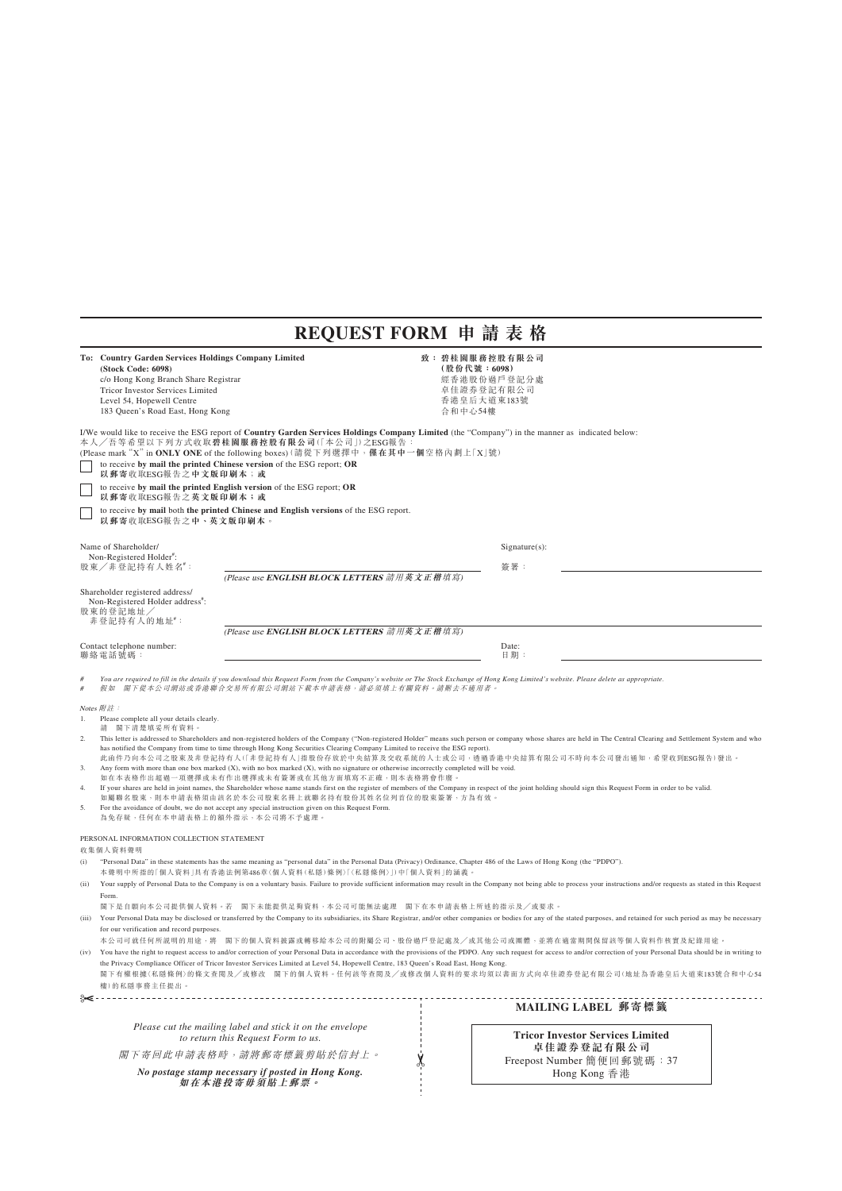# REQUEST FORM 申請表格

**To: Country Garden Services Holdings Company Limited**
**(Stock Code: 6098)**
c/o Hong Kong Branch Share Registrar
Tricor Investor Services Limited
Level 54, Hopewell Centre
183 Queen's Road East, Hong Kong

**致：碧桂園服務控股有限公司**
**（股份代號：6098）**
經香港股份過戶登記分處
卓佳證券登記有限公司
香港皇后大道東183號
合和中心54樓

I/We would like to receive the ESG report of **Country Garden Services Holdings Company Limited** (the "Company") in the manner as indicated below:
本人／吾等希望以下列方式收取**碧桂園服務控股有限公司**（「本公司」）之ESG報告：
(Please mark "X" in **ONLY ONE** of the following boxes) (請從下列選擇中，**僅在其中一個**空格內劃上「X」號)

☐ to receive **by mail the printed Chinese version** of the ESG report; **OR**
**以郵寄**收取ESG報告之**中文版印刷本；或**

☐ to receive **by mail the printed English version** of the ESG report; **OR**
**以郵寄**收取ESG報告之**英文版印刷本；或**

☐ to receive **by mail** both **the printed Chinese and English versions** of the ESG report.
**以郵寄**收取ESG報告之**中、英文版印刷本。**

Name of Shareholder/ Non-Registered Holder[#]:
股東／非登記持有人姓名[#]：
_______________________________
*(Please use ENGLISH BLOCK LETTERS 請用英文正楷填寫)*

Signature(s):
簽署：
_______________________________

Shareholder registered address/ Non-Registered Holder address[#]:
股東的登記地址／非登記持有人的地址[#]：
_______________________________
*(Please use ENGLISH BLOCK LETTERS 請用英文正楷填寫)*

Contact telephone number:
聯絡電話號碼：
_______________________________

Date:
日期：
_______________________________

\# *You are required to fill in the details if you download this Request Form from the Company's website or The Stock Exchange of Hong Kong Limited's website. Please delete as appropriate.*
\# *假如 閣下從本公司網站或香港聯合交易所有限公司網站下載本申請表格，請必須填上有關資料。請刪去不適用者。*

*Notes 附註：*

1. Please complete all your details clearly.
   請 閣下清楚填妥所有資料。
2. This letter is addressed to Shareholders and non-registered holders of the Company ("Non-registered Holder" means such person or company whose shares are held in The Central Clearing and Settlement System and who has notified the Company from time to time through Hong Kong Securities Clearing Company Limited to receive the ESG report).
   此函件乃向本公司之股東及非登記持有人（「非登記持有人」指股份存放於中央結算及交收系統的人士或公司，透過香港中央結算有限公司不時向本公司發出通知，希望收到ESG報告）發出。
3. Any form with more than one box marked (X), with no box marked (X), with no signature or otherwise incorrectly completed will be void.
   如在本表格作出超過一項選擇或未有作出選擇或未有簽署或在其他方面填寫不正確，則本表格將會作廢。
4. If your shares are held in joint names, the Shareholder whose name stands first on the register of members of the Company in respect of the joint holding should sign this Request Form in order to be valid.
   如屬聯名股東，則本申請表格須由該名於本公司股東名冊上就聯名持有股份其姓名位列首位的股東簽署，方為有效。
5. For the avoidance of doubt, we do not accept any special instruction given on this Request Form.
   為免存疑，任何在本申請表格上的額外指示，本公司將不予處理。

PERSONAL INFORMATION COLLECTION STATEMENT
收集個人資料聲明

(i) "Personal Data" in these statements has the same meaning as "personal data" in the Personal Data (Privacy) Ordinance, Chapter 486 of the Laws of Hong Kong (the "PDPO").
本聲明中所指的「個人資料」具有香港法例第486章《個人資料（私隱）條例》（「《私隱條例》」）中「個人資料」的涵義。

(ii) Your supply of Personal Data to the Company is on a voluntary basis. Failure to provide sufficient information may result in the Company not being able to process your instructions and/or requests as stated in this Request Form.
閣下是自願向本公司提供個人資料。若 閣下未能提供足夠資料，本公司可能無法處理 閣下在本申請表格上所述的指示及／或要求。

(iii) Your Personal Data may be disclosed or transferred by the Company to its subsidiaries, its Share Registrar, and/or other companies or bodies for any of the stated purposes, and retained for such period as may be necessary for our verification and record purposes.
本公司可就任何所述明的用途，將 閣下的個人資料披露或轉移給本公司的附屬公司，股份過戶登記處及／或其他公司或團體，並將在適當期間保留該等個人資料作核實及紀錄用途。

(iv) You have the right to request access to and/or correction of your Personal Data in accordance with the provisions of the PDPO. Any such request for access to and/or correction of your Personal Data should be in writing to the Privacy Compliance Officer of Tricor Investor Services Limited at Level 54, Hopewell Centre, 183 Queen's Road East, Hong Kong.
閣下有權根據《私隱條例》的條文查閱及／或修改 閣下的個人資料。任何該等查閱及／或修改個人資料的要求均須以書面方式向卓佳證券登記有限公司（地址為香港皇后大道東183號合和中心54樓）的私隱事務主任提出。

---

*Please cut the mailing label and stick it on the envelope to return this Request Form to us.*

*閣下寄回此申請表格時，請將郵寄標籤剪貼於信封上。*

***No postage stamp necessary if posted in Hong Kong.***
***如在本港投寄毋須貼上郵票。***

## MAILING LABEL 郵寄標籤

**Tricor Investor Services Limited**
**卓佳證券登記有限公司**
Freepost Number 簡便回郵號碼：37
Hong Kong 香港